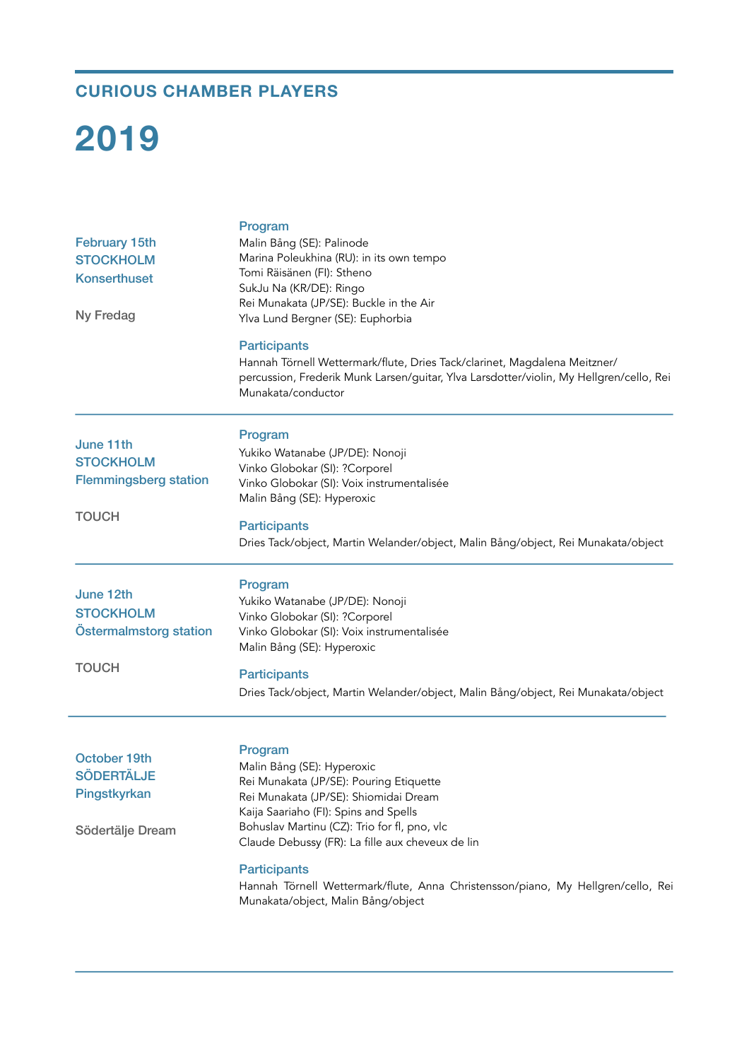## CURIOUS CHAMBER PLAYERS

# 2019

---

**February 15th**
**STOCKHOLM**
**Konserthuset**

Ny Fredag

### Program

Malin Bång (SE): Palinode
Marina Poleukhina (RU): in its own tempo
Tomi Räisänen (FI): Stheno
SukJu Na (KR/DE): Ringo
Rei Munakata (JP/SE): Buckle in the Air
Ylva Lund Bergner (SE): Euphorbia

### Participants

Hannah Törnell Wettermark/flute, Dries Tack/clarinet, Magdalena Meitzner/percussion, Frederik Munk Larsen/guitar, Ylva Larsdotter/violin, My Hellgren/cello, Rei Munakata/conductor

---

**June 11th**
**STOCKHOLM**
**Flemmingsberg station**

TOUCH

### Program

Yukiko Watanabe (JP/DE): Nonoji
Vinko Globokar (SI): ?Corporel
Vinko Globokar (SI): Voix instrumentalisée
Malin Bång (SE): Hyperoxic

### Participants

Dries Tack/object, Martin Welander/object, Malin Bång/object, Rei Munakata/object

---

**June 12th**
**STOCKHOLM**
**Östermalmstorg station**

TOUCH

### Program

Yukiko Watanabe (JP/DE): Nonoji
Vinko Globokar (SI): ?Corporel
Vinko Globokar (SI): Voix instrumentalisée
Malin Bång (SE): Hyperoxic

### Participants

Dries Tack/object, Martin Welander/object, Malin Bång/object, Rei Munakata/object

---

**October 19th**
**SÖDERTÄLJE**
**Pingstkyrkan**

Södertälje Dream

### Program

Malin Bång (SE): Hyperoxic
Rei Munakata (JP/SE): Pouring Etiquette
Rei Munakata (JP/SE): Shiomidai Dream
Kaija Saariaho (FI): Spins and Spells
Bohuslav Martinu (CZ): Trio for fl, pno, vlc
Claude Debussy (FR): La fille aux cheveux de lin

### Participants

Hannah Törnell Wettermark/flute, Anna Christensson/piano, My Hellgren/cello, Rei Munakata/object, Malin Bång/object

---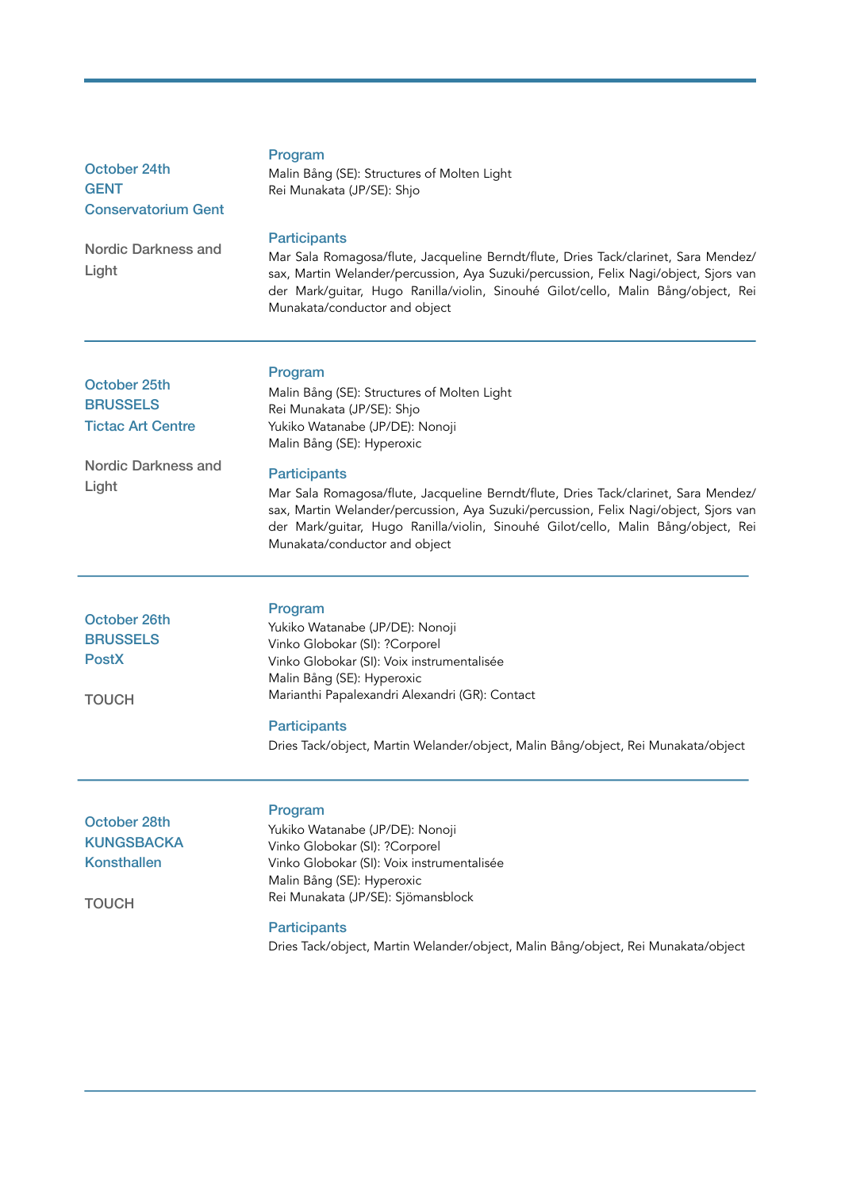**October 24th**
**GENT**
**Conservatorium Gent**

Nordic Darkness and Light

### Program

Malin Bång (SE): Structures of Molten Light
Rei Munakata (JP/SE): Shjo

### Participants

Mar Sala Romagosa/flute, Jacqueline Berndt/flute, Dries Tack/clarinet, Sara Mendez/sax, Martin Welander/percussion, Aya Suzuki/percussion, Felix Nagi/object, Sjors van der Mark/guitar, Hugo Ranilla/violin, Sinouhé Gilot/cello, Malin Bång/object, Rei Munakata/conductor and object

---

**October 25th**
**BRUSSELS**
**Tictac Art Centre**

Nordic Darkness and Light

### Program

Malin Bång (SE): Structures of Molten Light
Rei Munakata (JP/SE): Shjo
Yukiko Watanabe (JP/DE): Nonoji
Malin Bång (SE): Hyperoxic

### Participants

Mar Sala Romagosa/flute, Jacqueline Berndt/flute, Dries Tack/clarinet, Sara Mendez/sax, Martin Welander/percussion, Aya Suzuki/percussion, Felix Nagi/object, Sjors van der Mark/guitar, Hugo Ranilla/violin, Sinouhé Gilot/cello, Malin Bång/object, Rei Munakata/conductor and object

---

**October 26th**
**BRUSSELS**
**PostX**

TOUCH

### Program

Yukiko Watanabe (JP/DE): Nonoji
Vinko Globokar (SI): ?Corporel
Vinko Globokar (SI): Voix instrumentalisée
Malin Bång (SE): Hyperoxic
Marianthi Papalexandri Alexandri (GR): Contact

### Participants

Dries Tack/object, Martin Welander/object, Malin Bång/object, Rei Munakata/object

---

**October 28th**
**KUNGSBACKA**
**Konsthallen**

TOUCH

### Program

Yukiko Watanabe (JP/DE): Nonoji
Vinko Globokar (SI): ?Corporel
Vinko Globokar (SI): Voix instrumentalisée
Malin Bång (SE): Hyperoxic
Rei Munakata (JP/SE): Sjömansblock

### Participants

Dries Tack/object, Martin Welander/object, Malin Bång/object, Rei Munakata/object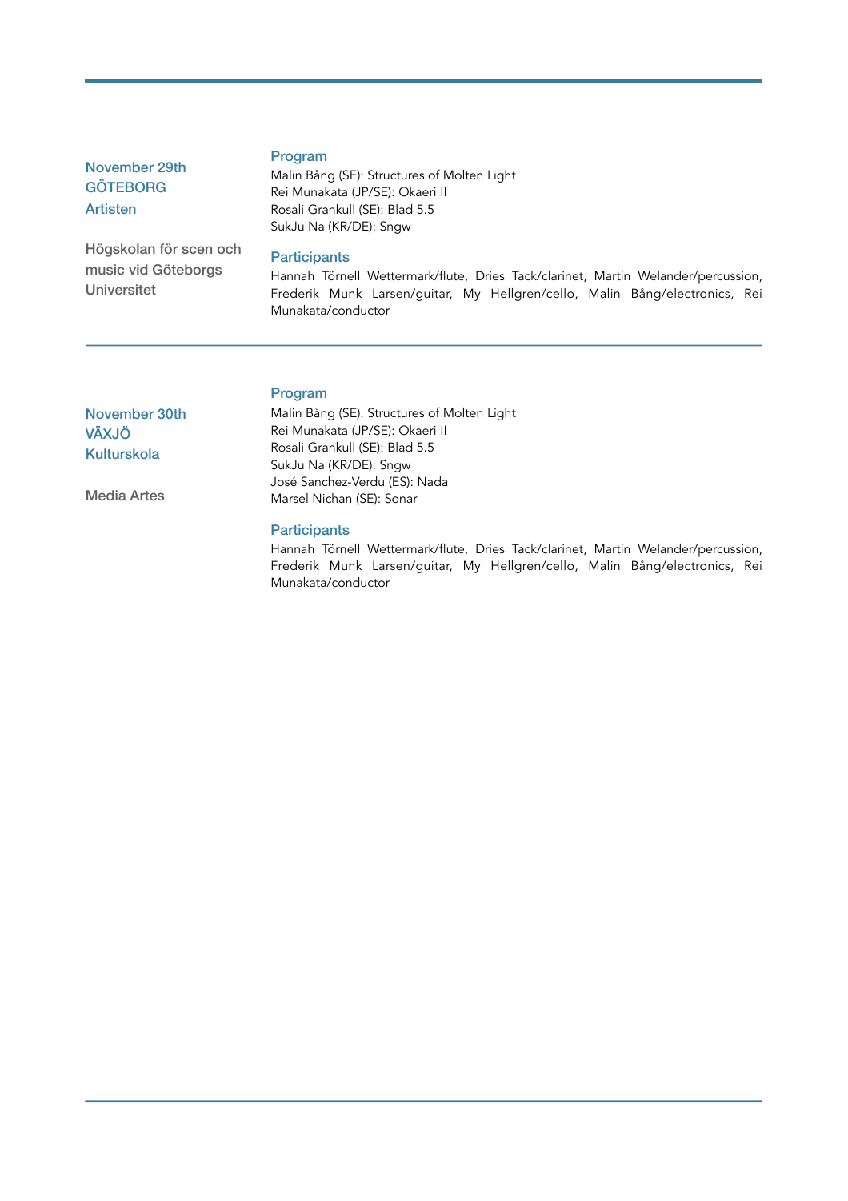November 29th
GÖTEBORG
Artisten

Högskolan för scen och music vid Göteborgs Universitet

### Program

Malin Bång (SE): Structures of Molten Light
Rei Munakata (JP/SE): Okaeri II
Rosali Grankull (SE): Blad 5.5
SukJu Na (KR/DE): Sngw

### Participants

Hannah Törnell Wettermark/flute, Dries Tack/clarinet, Martin Welander/percussion, Frederik Munk Larsen/guitar, My Hellgren/cello, Malin Bång/electronics, Rei Munakata/conductor

---

November 30th
VÄXJÖ
Kulturskola

Media Artes

### Program

Malin Bång (SE): Structures of Molten Light
Rei Munakata (JP/SE): Okaeri II
Rosali Grankull (SE): Blad 5.5
SukJu Na (KR/DE): Sngw
José Sanchez-Verdu (ES): Nada
Marsel Nichan (SE): Sonar

### Participants

Hannah Törnell Wettermark/flute, Dries Tack/clarinet, Martin Welander/percussion, Frederik Munk Larsen/guitar, My Hellgren/cello, Malin Bång/electronics, Rei Munakata/conductor